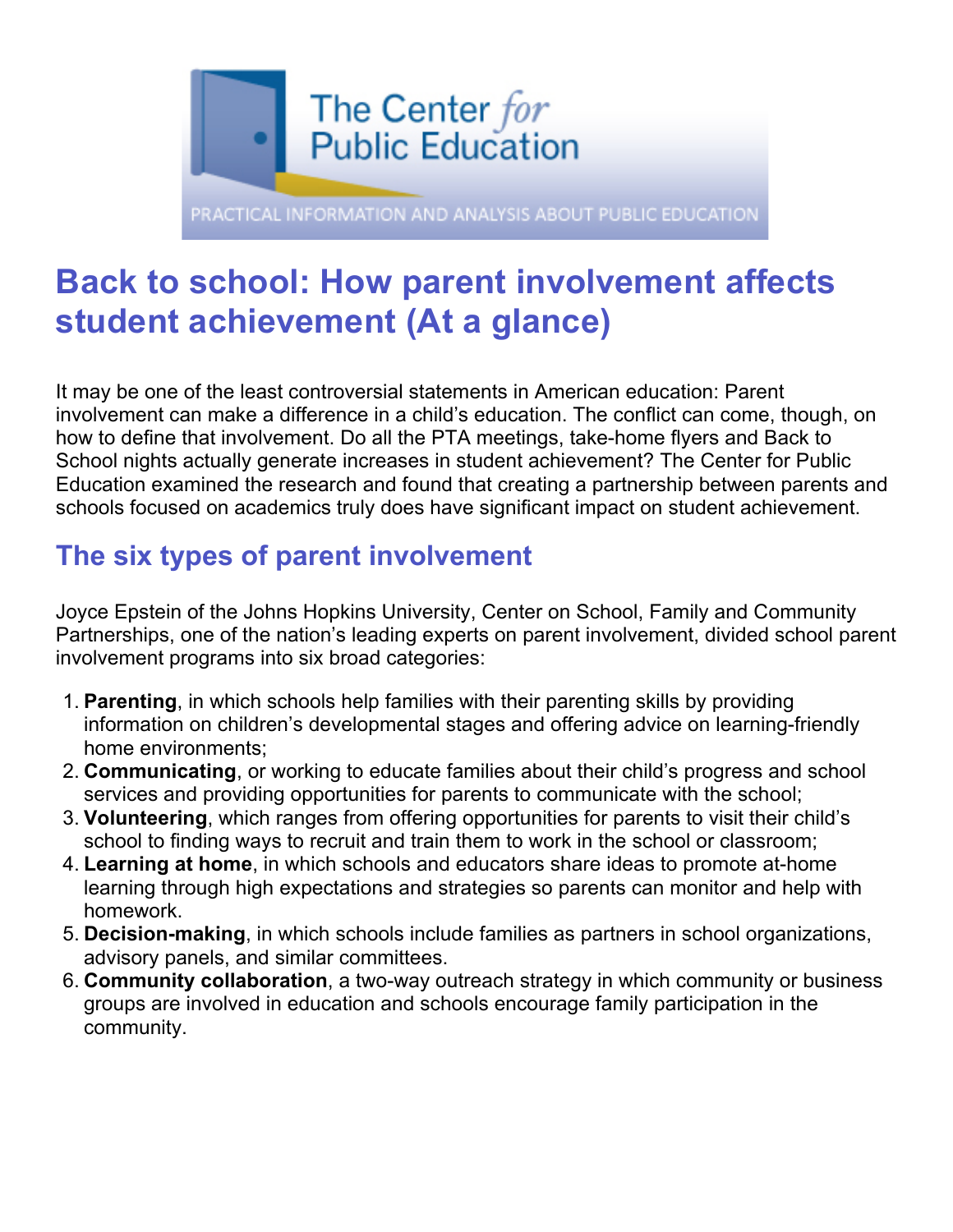# Back to school: How parent involvement affects student achievement (At a glance)

It may be one of the least controversial statements in American education: Parent involvement can make a difference in a child's education. The conflict can come, though, on how to define that involvement. Do all the PTA meetings, take-home flyers and Back to School nights actually generate increases in student achievement? The Center for Public Education examined the research and found that creating a partnership between parents and schools focused on academics truly does have significant impact on student achievement.

## The six types of parent involvement

Joyce Epstein of the Johns Hopkins University, Center on School, Family and Community Partnerships, one of the nation's leading experts on parent involvement, divided school parent involvement programs into six broad categories:

1. **Parenting**, in which schools help families with their parenting skills by providing information on children's developmental stages and offering advice on learning-friendly home environments;
2. **Communicating**, or working to educate families about their child's progress and school services and providing opportunities for parents to communicate with the school;
3. **Volunteering**, which ranges from offering opportunities for parents to visit their child's school to finding ways to recruit and train them to work in the school or classroom;
4. **Learning at home**, in which schools and educators share ideas to promote at-home learning through high expectations and strategies so parents can monitor and help with homework.
5. **Decision-making**, in which schools include families as partners in school organizations, advisory panels, and similar committees.
6. **Community collaboration**, a two-way outreach strategy in which community or business groups are involved in education and schools encourage family participation in the community.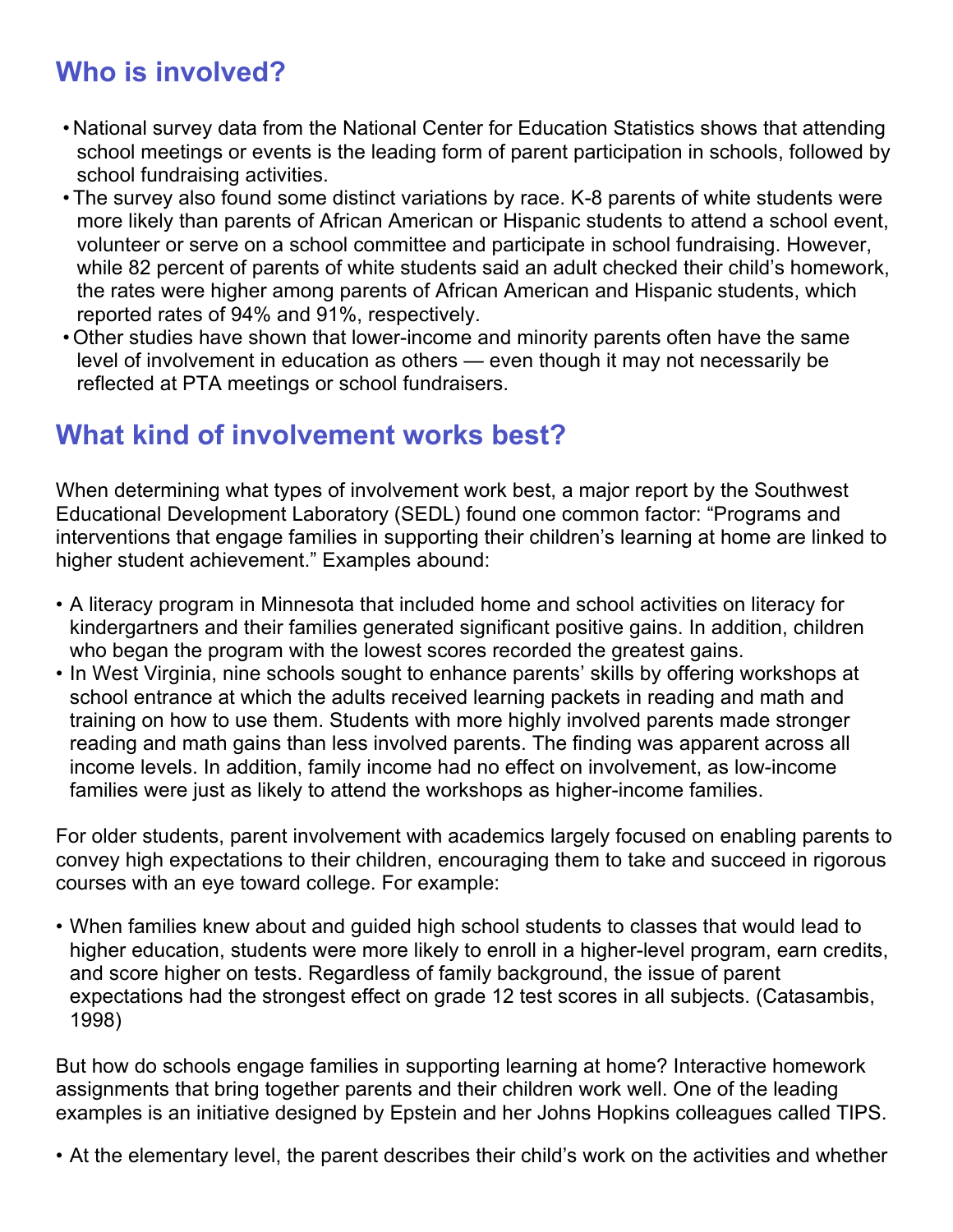## Who is involved?

- National survey data from the National Center for Education Statistics shows that attending school meetings or events is the leading form of parent participation in schools, followed by school fundraising activities.
- The survey also found some distinct variations by race. K-8 parents of white students were more likely than parents of African American or Hispanic students to attend a school event, volunteer or serve on a school committee and participate in school fundraising. However, while 82 percent of parents of white students said an adult checked their child's homework, the rates were higher among parents of African American and Hispanic students, which reported rates of 94% and 91%, respectively.
- Other studies have shown that lower-income and minority parents often have the same level of involvement in education as others — even though it may not necessarily be reflected at PTA meetings or school fundraisers.

## What kind of involvement works best?

When determining what types of involvement work best, a major report by the Southwest Educational Development Laboratory (SEDL) found one common factor: "Programs and interventions that engage families in supporting their children's learning at home are linked to higher student achievement." Examples abound:

- A literacy program in Minnesota that included home and school activities on literacy for kindergartners and their families generated significant positive gains. In addition, children who began the program with the lowest scores recorded the greatest gains.
- In West Virginia, nine schools sought to enhance parents' skills by offering workshops at school entrance at which the adults received learning packets in reading and math and training on how to use them. Students with more highly involved parents made stronger reading and math gains than less involved parents. The finding was apparent across all income levels. In addition, family income had no effect on involvement, as low-income families were just as likely to attend the workshops as higher-income families.

For older students, parent involvement with academics largely focused on enabling parents to convey high expectations to their children, encouraging them to take and succeed in rigorous courses with an eye toward college. For example:

- When families knew about and guided high school students to classes that would lead to higher education, students were more likely to enroll in a higher-level program, earn credits, and score higher on tests. Regardless of family background, the issue of parent expectations had the strongest effect on grade 12 test scores in all subjects. (Catasambis, 1998)

But how do schools engage families in supporting learning at home? Interactive homework assignments that bring together parents and their children work well. One of the leading examples is an initiative designed by Epstein and her Johns Hopkins colleagues called TIPS.

- At the elementary level, the parent describes their child's work on the activities and whether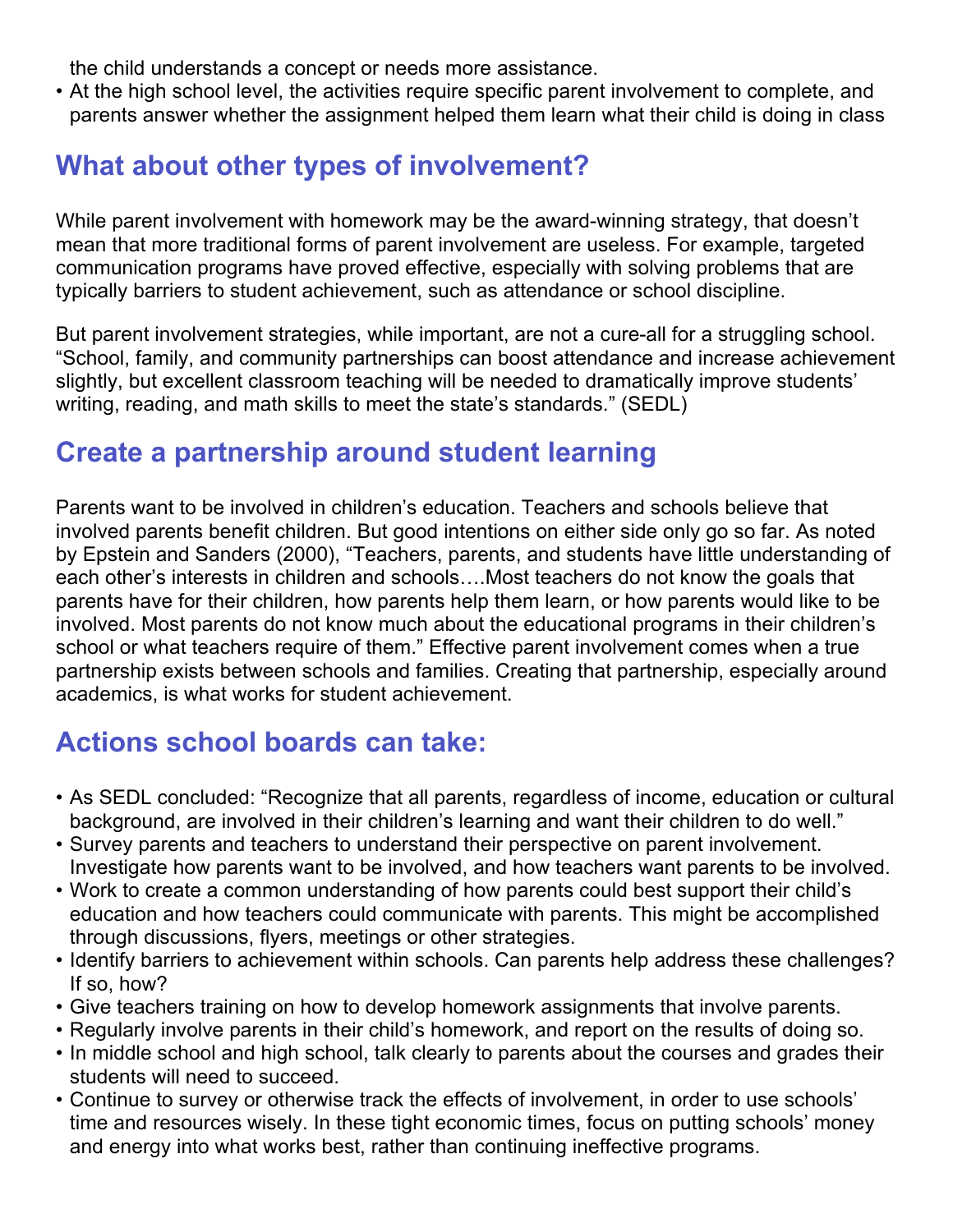the child understands a concept or needs more assistance.

- At the high school level, the activities require specific parent involvement to complete, and parents answer whether the assignment helped them learn what their child is doing in class

## What about other types of involvement?

While parent involvement with homework may be the award-winning strategy, that doesn't mean that more traditional forms of parent involvement are useless. For example, targeted communication programs have proved effective, especially with solving problems that are typically barriers to student achievement, such as attendance or school discipline.

But parent involvement strategies, while important, are not a cure-all for a struggling school. "School, family, and community partnerships can boost attendance and increase achievement slightly, but excellent classroom teaching will be needed to dramatically improve students' writing, reading, and math skills to meet the state's standards." (SEDL)

## Create a partnership around student learning

Parents want to be involved in children's education. Teachers and schools believe that involved parents benefit children. But good intentions on either side only go so far. As noted by Epstein and Sanders (2000), "Teachers, parents, and students have little understanding of each other's interests in children and schools….Most teachers do not know the goals that parents have for their children, how parents help them learn, or how parents would like to be involved. Most parents do not know much about the educational programs in their children's school or what teachers require of them." Effective parent involvement comes when a true partnership exists between schools and families. Creating that partnership, especially around academics, is what works for student achievement.

## Actions school boards can take:

- As SEDL concluded: "Recognize that all parents, regardless of income, education or cultural background, are involved in their children's learning and want their children to do well."
- Survey parents and teachers to understand their perspective on parent involvement. Investigate how parents want to be involved, and how teachers want parents to be involved.
- Work to create a common understanding of how parents could best support their child's education and how teachers could communicate with parents. This might be accomplished through discussions, flyers, meetings or other strategies.
- Identify barriers to achievement within schools. Can parents help address these challenges? If so, how?
- Give teachers training on how to develop homework assignments that involve parents.
- Regularly involve parents in their child's homework, and report on the results of doing so.
- In middle school and high school, talk clearly to parents about the courses and grades their students will need to succeed.
- Continue to survey or otherwise track the effects of involvement, in order to use schools' time and resources wisely. In these tight economic times, focus on putting schools' money and energy into what works best, rather than continuing ineffective programs.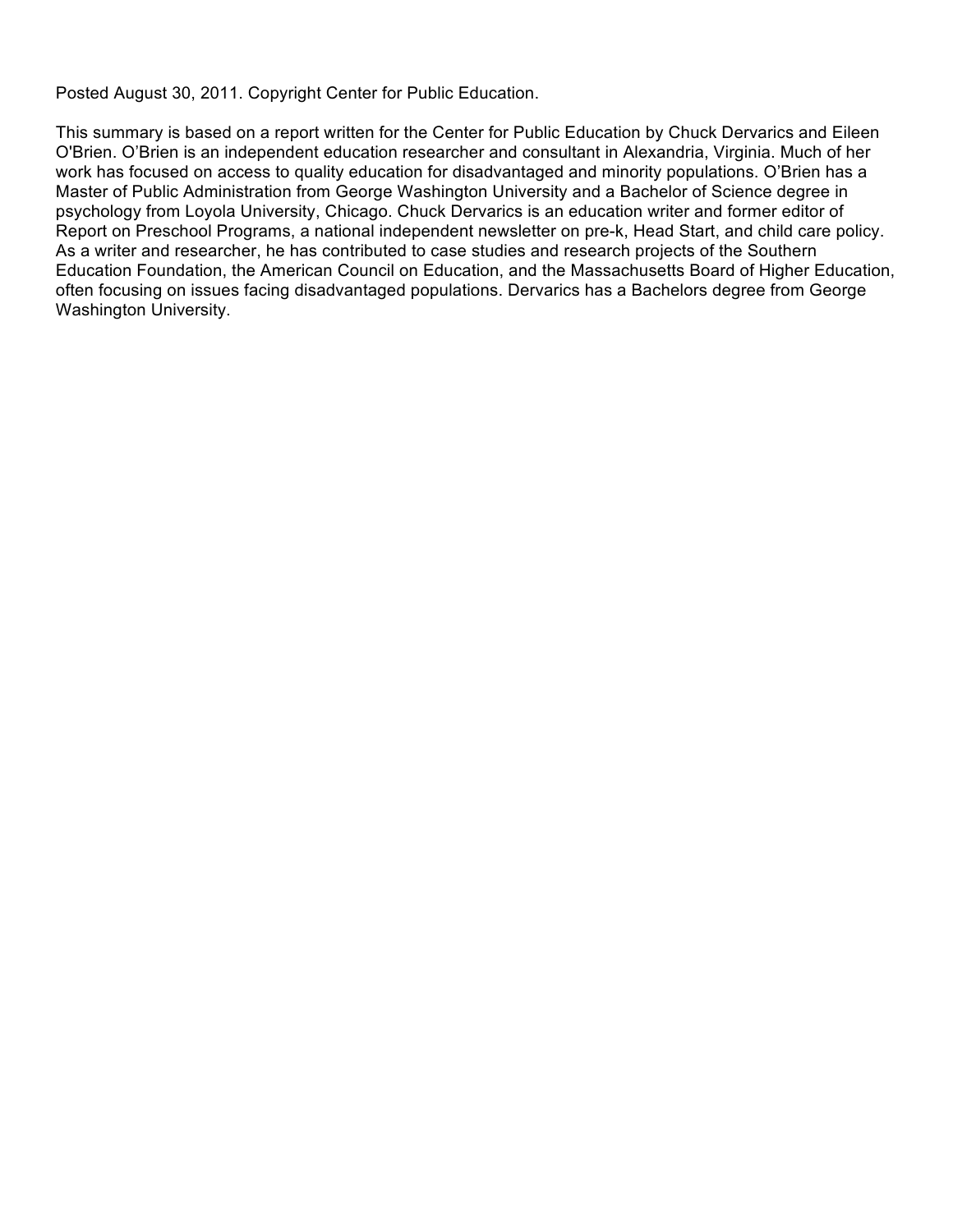Posted August 30, 2011. Copyright Center for Public Education.

This summary is based on a report written for the Center for Public Education by Chuck Dervarics and Eileen O'Brien. O'Brien is an independent education researcher and consultant in Alexandria, Virginia. Much of her work has focused on access to quality education for disadvantaged and minority populations. O'Brien has a Master of Public Administration from George Washington University and a Bachelor of Science degree in psychology from Loyola University, Chicago. Chuck Dervarics is an education writer and former editor of Report on Preschool Programs, a national independent newsletter on pre-k, Head Start, and child care policy. As a writer and researcher, he has contributed to case studies and research projects of the Southern Education Foundation, the American Council on Education, and the Massachusetts Board of Higher Education, often focusing on issues facing disadvantaged populations. Dervarics has a Bachelors degree from George Washington University.